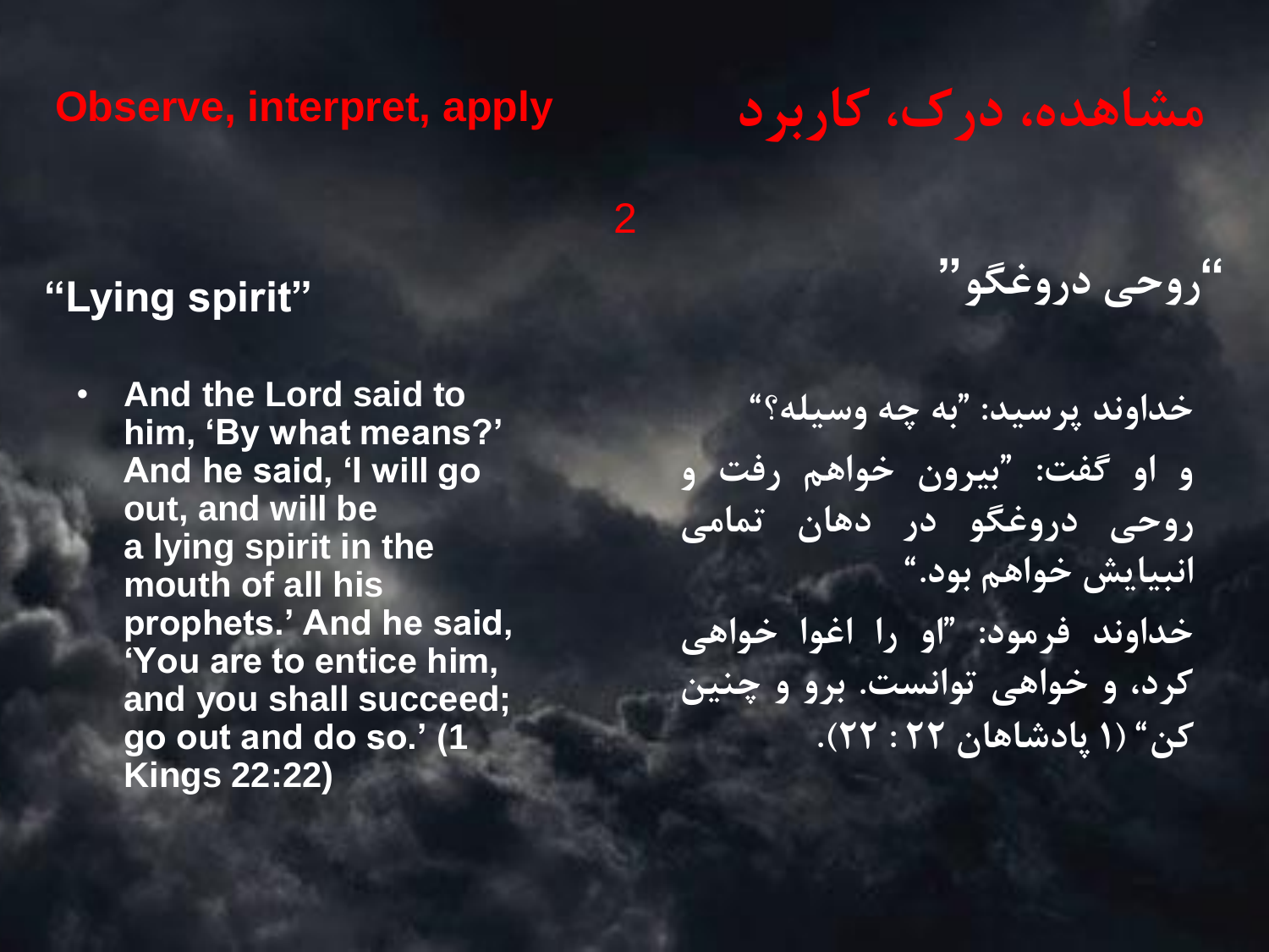# Observe, interpret, apply

# مشاهده، درک، کاربرد

2

## “Lying spirit”

- **And the Lord said to him, ‘By what means?’ And he said, ‘I will go out, and will be a lying spirit in the mouth of all his prophets.’ And he said, ‘You are to entice him, and you shall succeed; go out and do so.’ (1 Kings 22:22)**

## “روحی دروغگو”

**خداوند پرسید: ”به چه وسیله؟“**
**و او گفت: ”بیرون خواهم رفت و روحی دروغگو در دهان تمامی انبیایش خواهم بود.“**
**خداوند فرمود: ”او را اغوا خواهی کرد، و خواهی توانست. برو و چنین کن“ (۱ پادشاهان ۲۲ : ۲۲).**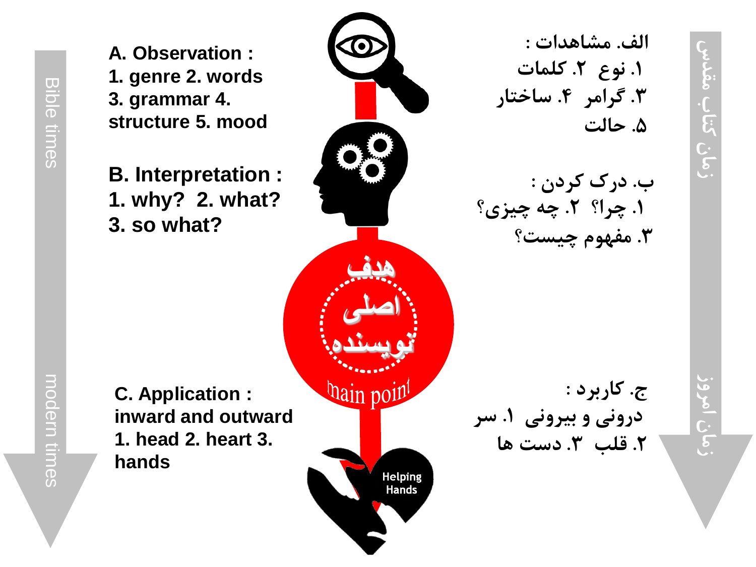Bible times

modern times

**A. Observation :**
1. genre 2. words
3. grammar 4. structure 5. mood

**B. Interpretation :**
1. why? 2. what?
3. so what?

**C. Application :**
inward and outward
1. head 2. heart 3. hands

هدف اصلی نویسنده

main point

Helping Hands

**الف. مشاهدات :**
۱. نوع ۲. کلمات
۳. گرامر ۴. ساختار
۵. حالت

**ب. درک کردن :**
۱. چرا؟ ۲. چه چیزی؟
۳. مفهوم چیست؟

**ج. کاربرد :**
درونی و بیرونی ۱. سر
۲. قلب ۳. دست ها

زمان کتاب مقدس

زمان امروز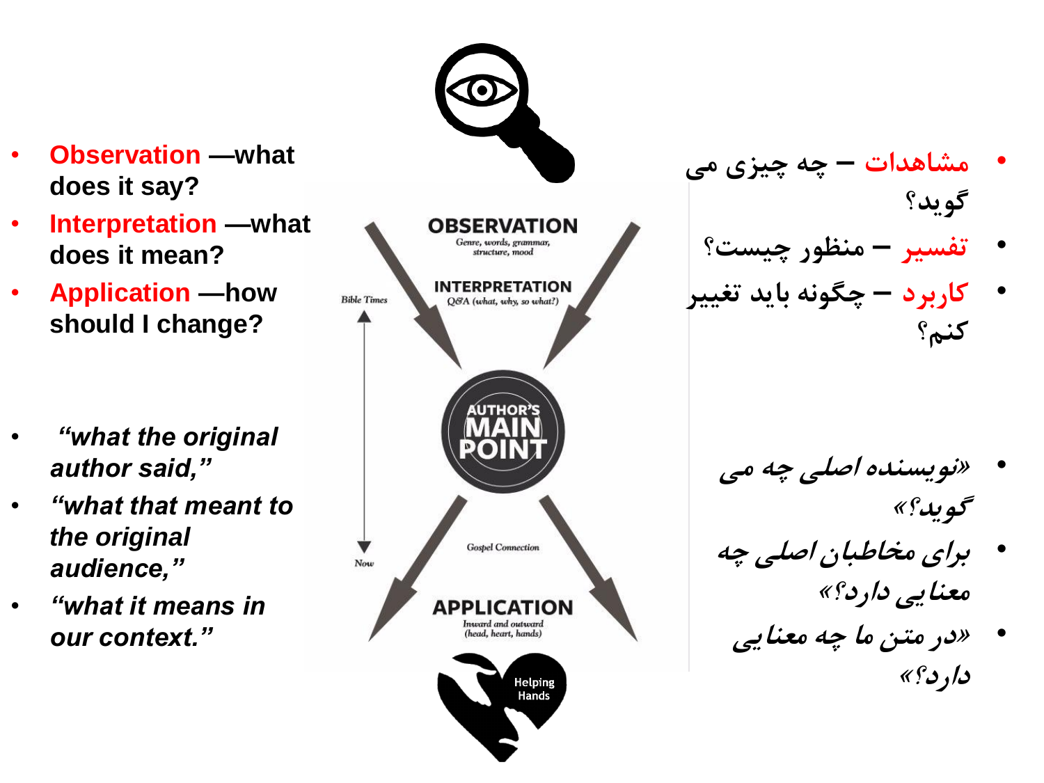- **Observation** —what does it say?
- **Interpretation** —what does it mean?
- **Application** —how should I change?

- ***“what the original author said,”***
- ***“what that meant to the original audience,”***
- ***“what it means in our context.”***

OBSERVATION
Genre, words, grammar, structure, mood

INTERPRETATION
Q&A (what, why, so what?)

Bible Times

AUTHOR'S MAIN POINT

Gospel Connection

Now

APPLICATION
Inward and outward (head, heart, hands)

Helping Hands

- **مشاهدات – چه چیزی می گوید؟**
- **تفسیر – منظور چیست؟**
- **کاربرد – چگونه باید تغییر کنم؟**

- ***«نویسنده اصلی چه می گوید؟»***
- ***برای مخاطبان اصلی چه معنایی دارد؟»***
- ***«در متن ما چه معنایی دارد؟»***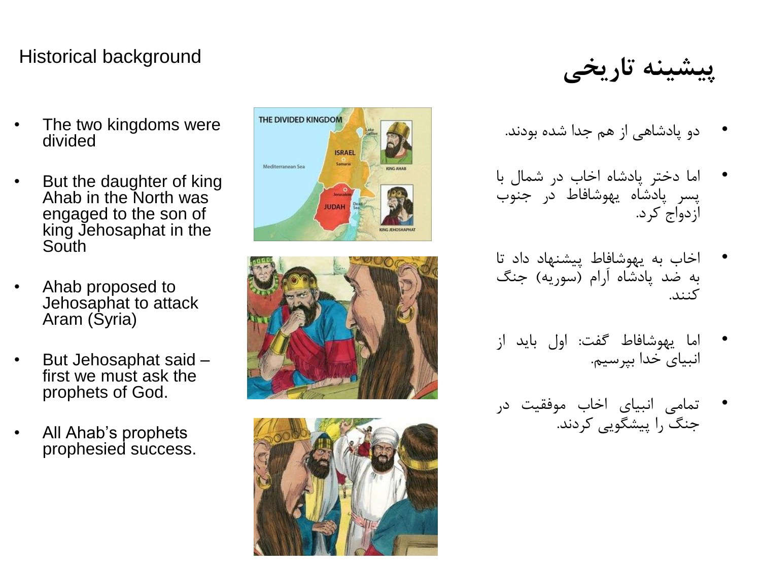# Historical background

- The two kingdoms were divided
- But the daughter of king Ahab in the North was engaged to the son of king Jehosaphat in the South
- Ahab proposed to Jehosaphat to attack Aram (Syria)
- But Jehosaphat said – first we must ask the prophets of God.
- All Ahab's prophets prophesied success.

# پیشینه تاریخی

- دو پادشاهی از هم جدا شده بودند.
- اما دختر پادشاه اخاب در شمال با پسر پادشاه یهوشافاط در جنوب ازدواج کرد.
- اخاب به یهوشافاط پیشنهاد داد تا به ضد پادشاه آرام (سوریه) جنگ کنند.
- اما یهوشافاط گفت: اول باید از انبیای خدا بپرسیم.
- تمامی انبیای اخاب موفقیت در جنگ را پیشگویی کردند.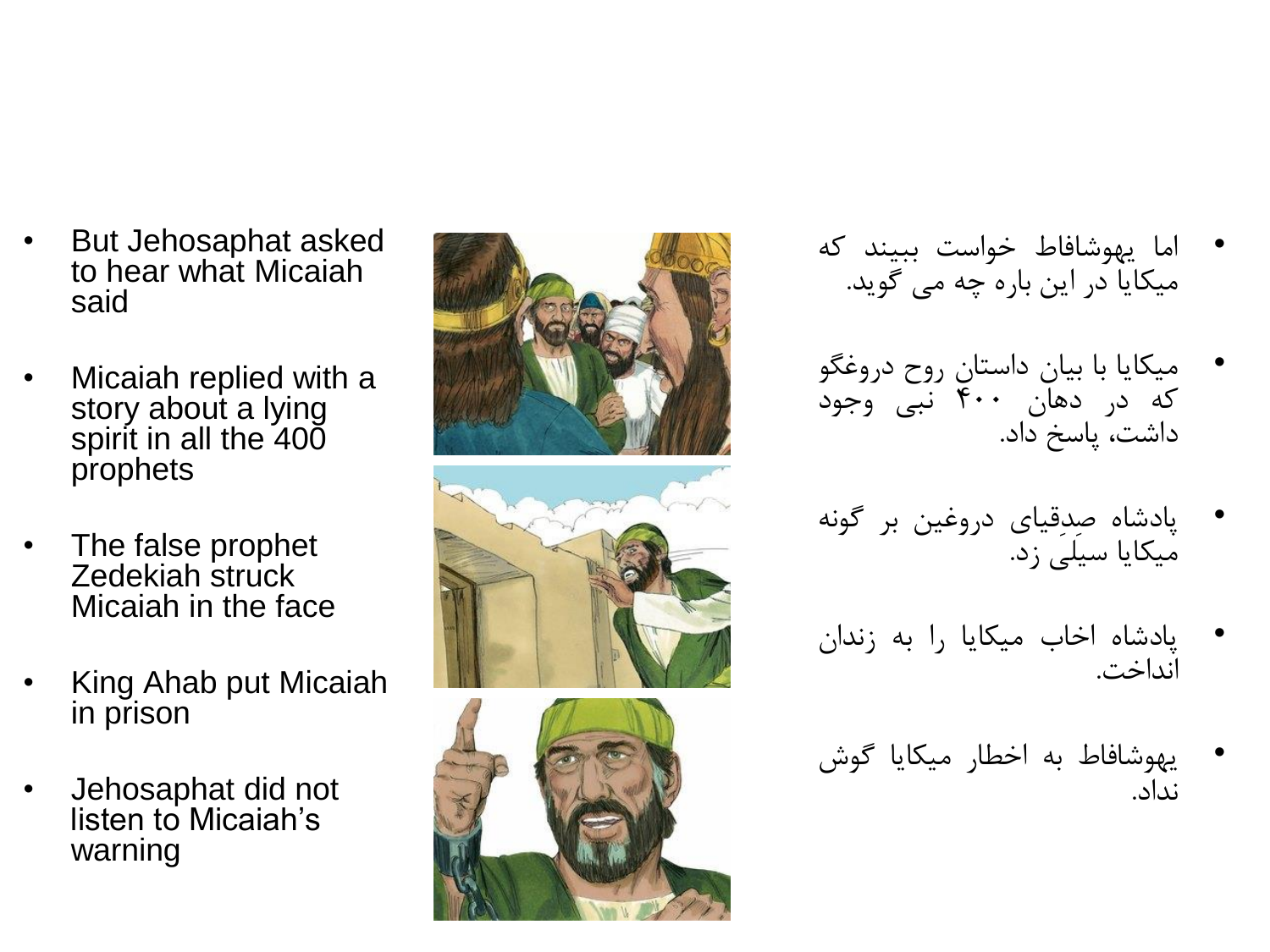- But Jehosaphat asked to hear what Micaiah said
- Micaiah replied with a story about a lying spirit in all the 400 prophets
- The false prophet Zedekiah struck Micaiah in the face
- King Ahab put Micaiah in prison
- Jehosaphat did not listen to Micaiah's warning

- اما یهوشافاط خواست ببیند که میکایا در این باره چه می گوید.
- میکایا با بیان داستان روح دروغگو که در دهان ۴۰۰ نبی وجود داشت، پاسخ داد.
- پادشاه صِدقیای دروغین بر گونه میکایا سیلی زد.
- پادشاه اخاب میکایا را به زندان انداخت.
- یهوشافاط به اخطار میکایا گوش نداد.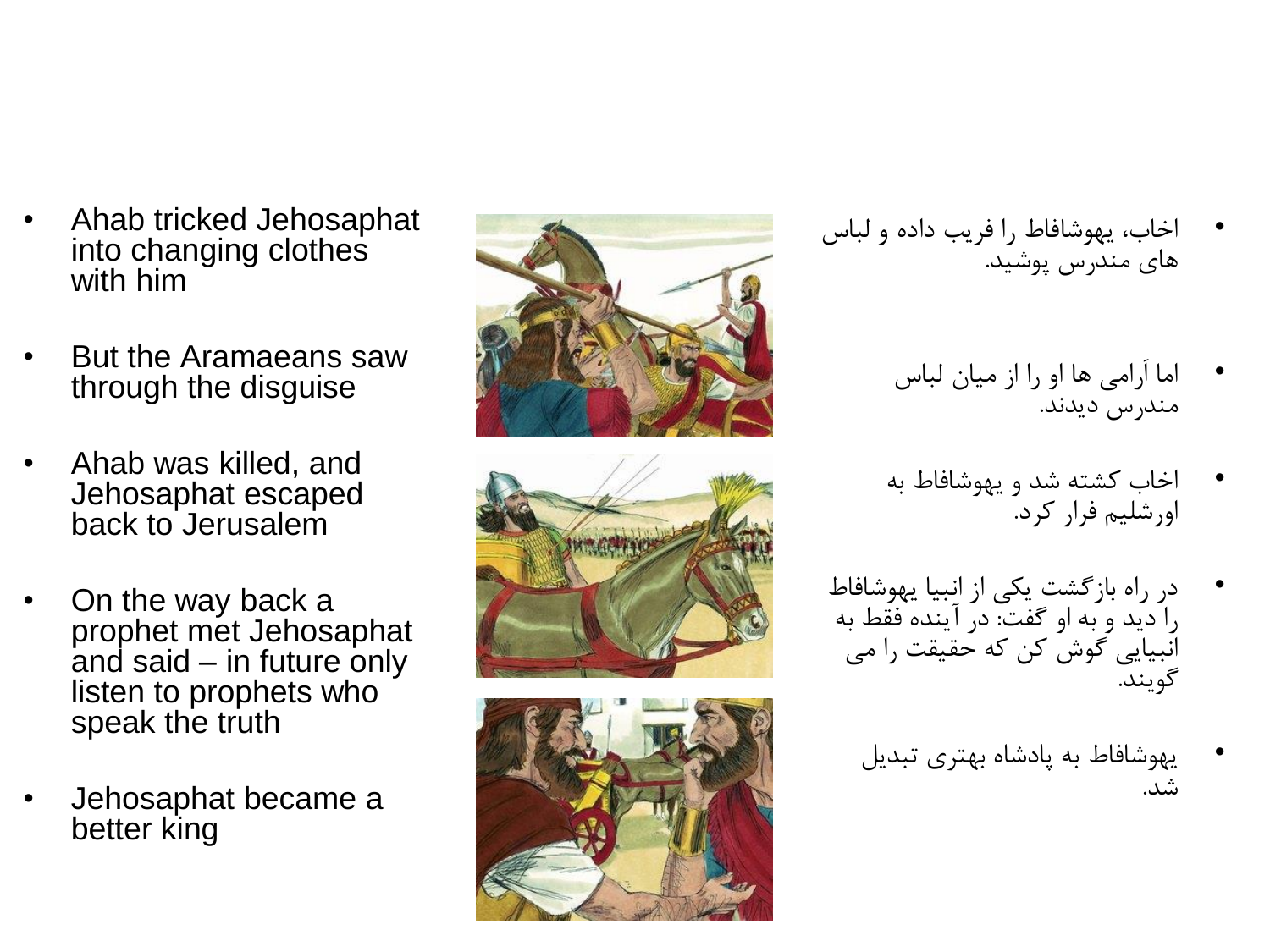- Ahab tricked Jehosaphat into changing clothes with him
- But the Aramaeans saw through the disguise
- Ahab was killed, and Jehosaphat escaped back to Jerusalem
- On the way back a prophet met Jehosaphat and said – in future only listen to prophets who speak the truth
- Jehosaphat became a better king

- اخاب، یهوشافاط را فریب داده و لباس های مندرس پوشید.
- اما اَرامی ها او را از میان لباس مندرس دیدند.
- اخاب کشته شد و یهوشافاط به اورشلیم فرار کرد.
- در راه بازگشت یکی از انبیا یهوشافاط را دید و به او گفت: در آینده فقط به انبیایی گوش کن که حقیقت را می گویند.
- یهوشافاط به پادشاه بهتری تبدیل شد.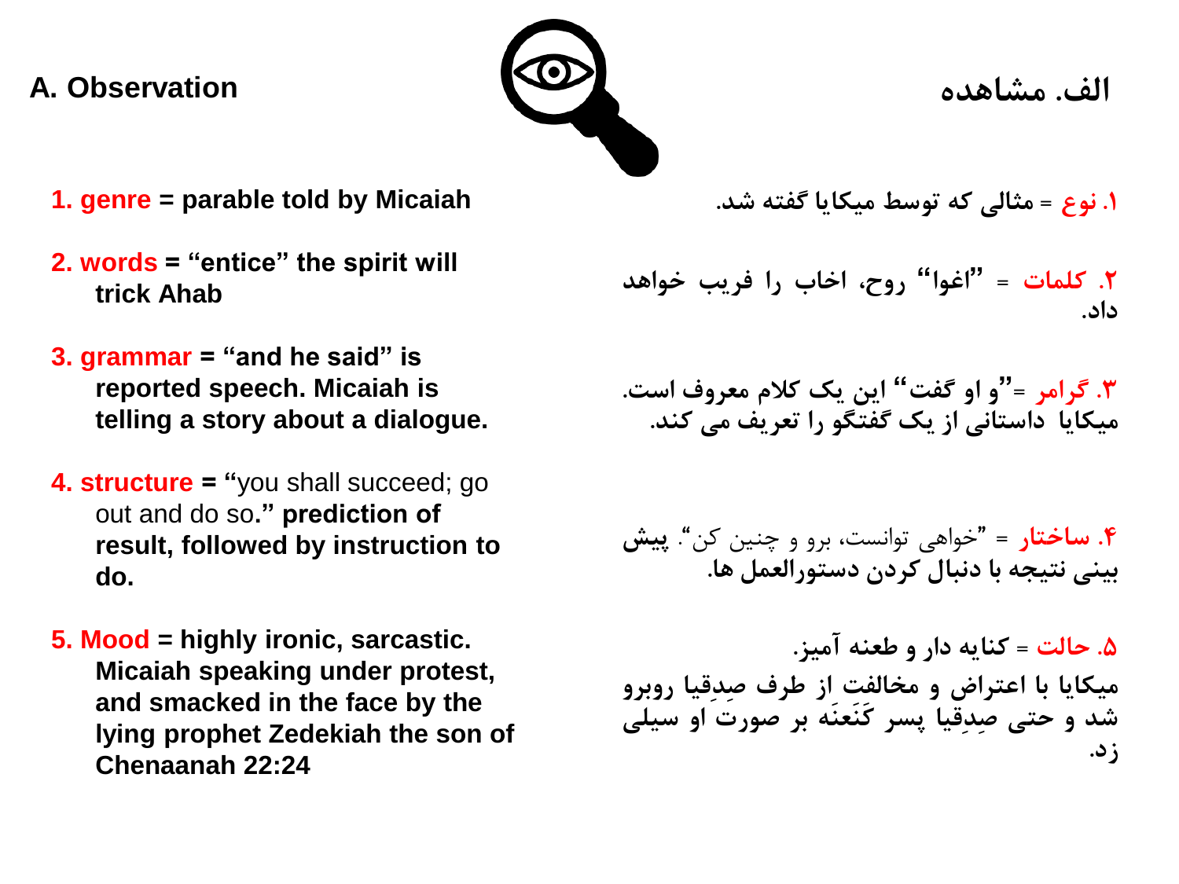## A. Observation

## الف. مشاهده

1. **genre = parable told by Micaiah**

2. **words = "entice" the spirit will trick Ahab**

3. **grammar = "and he said" is reported speech. Micaiah is telling a story about a dialogue.**

4. **structure = "**you shall succeed; go out and do so**." prediction of result, followed by instruction to do.**

5. **Mood = highly ironic, sarcastic. Micaiah speaking under protest, and smacked in the face by the lying prophet Zedekiah the son of Chenaanah 22:24**

۱. **نوع** = **مثالی که توسط میکایا گفته شد.**

۲. **کلمات** = **"اغوا" روح، اخاب را فریب خواهد داد.**

۳. **گرامر** = **"و او گفت" این یک کلام معروف است. میکایا داستانی از یک گفتگو را تعریف می کند.**

۴. **ساختار** = "خواهی توانست، برو و چنین کن". **پیش بینی نتیجه با دنبال کردن دستورالعمل ها.**

۵. **حالت** = **کنایه دار و طعنه آمیز. میکایا با اعتراض و مخالفت از طرف صِدقِیا روبرو شد و حتی صِدقِیا پسر کَنَعنَه بر صورت او سیلی زد.**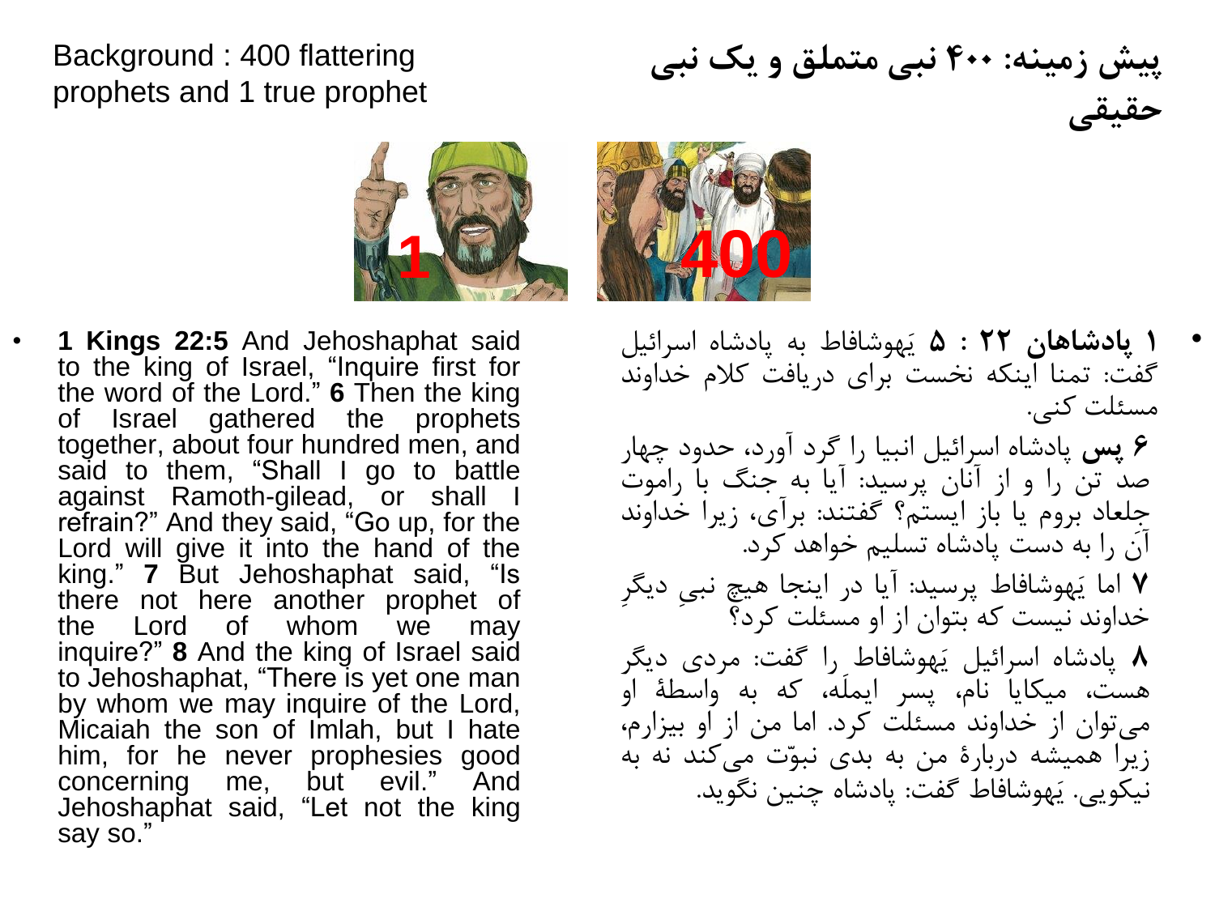Background : 400 flattering prophets and 1 true prophet

**پیش زمینه: ۴۰۰ نبی متملق و یک نبی حقیقی**

1

400

- **1 Kings 22:5** And Jehoshaphat said to the king of Israel, "Inquire first for the word of the Lord." **6** Then the king of Israel gathered the prophets together, about four hundred men, and said to them, "Shall I go to battle against Ramoth-gilead, or shall I refrain?" And they said, "Go up, for the Lord will give it into the hand of the king." **7** But Jehoshaphat said, "Is there not here another prophet of the Lord of whom we may inquire?" **8** And the king of Israel said to Jehoshaphat, "There is yet one man by whom we may inquire of the Lord, Micaiah the son of Imlah, but I hate him, for he never prophesies good concerning me, but evil." And Jehoshaphat said, "Let not the king say so."

- **۱ پادشاهان ۲۲ : ۵** یَهوشافاط به پادشاه اسرائیل گفت: تمنا اینکه نخست برای دریافت کلام خداوند مسئلت کنی.

  **۶ پس** پادشاه اسرائیل انبیا را گرد آورد، حدود چهار صد تن را و از آنان پرسید: آیا به جنگ با راموت جِلعاد بروم یا باز ایستم؟ گفتند: برآی، زیرا خداوند آن را به دست پادشاه تسلیم خواهد کرد.

  **۷** اما یَهوشافاط پرسید: آیا در اینجا هیچ نبیِ دیگرِ خداوند نیست که بتوان از او مسئلت کرد؟

  **۸** پادشاه اسرائیل یَهوشافاط را گفت: مردی دیگر هست، میکایا نام، پسر ایملَه، که به واسطهٔ او می‌توان از خداوند مسئلت کرد. اما من از او بیزارم، زیرا همیشه دربارهٔ من به بدی نبوّت می‌کند نه به نیکویی. یَهوشافاط گفت: پادشاه چنین نگوید.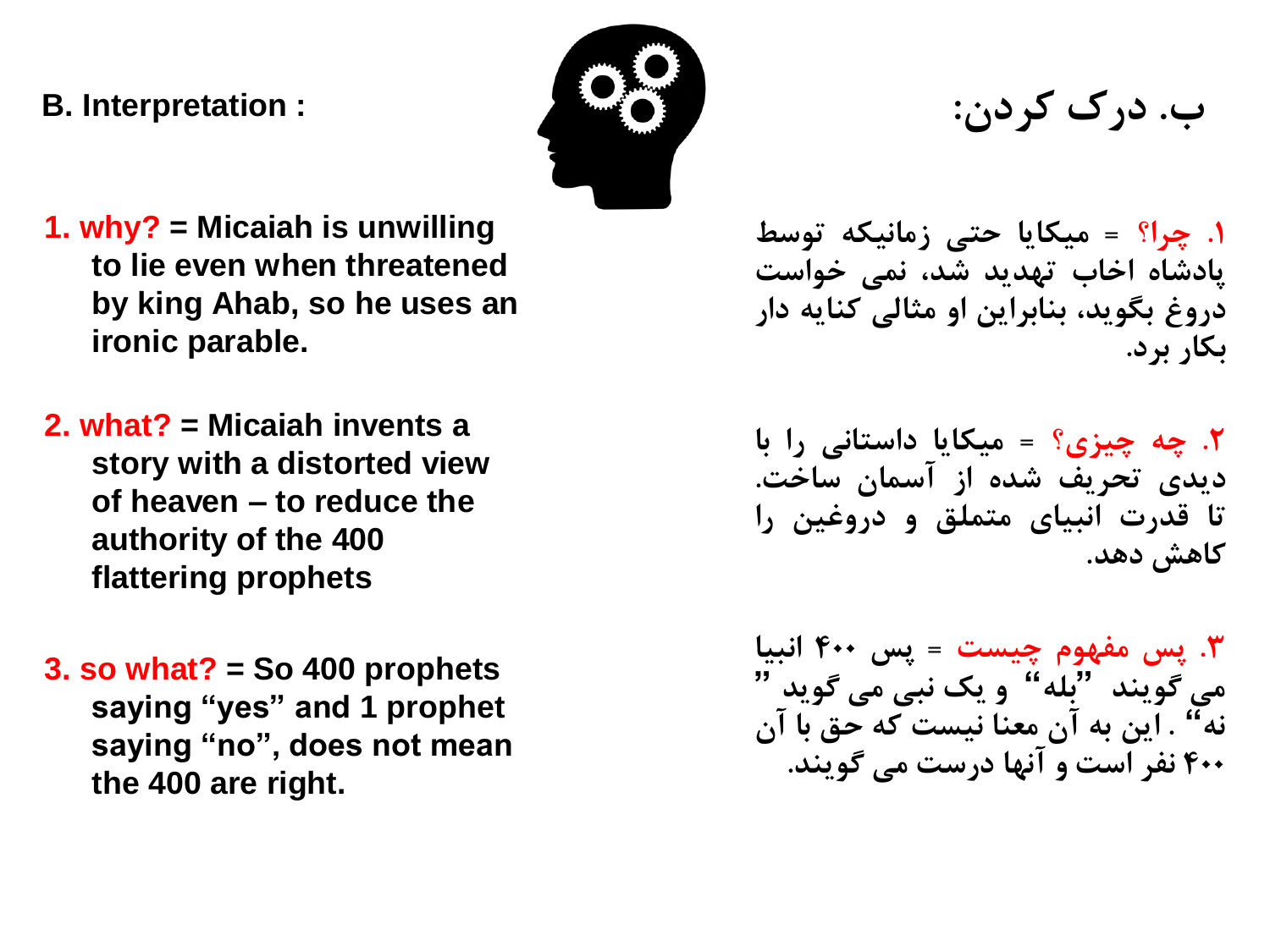**B. Interpretation :**

ب. درک کردن:

1. **why?** = Micaiah is unwilling to lie even when threatened by king Ahab, so he uses an ironic parable.

۱. چرا؟ = میکایا حتی زمانیکه توسط پادشاه اخاب تهدید شد، نمی خواست دروغ بگوید، بنابراین او مثالی کنایه دار بکار برد.

2. **what?** = Micaiah invents a story with a distorted view of heaven – to reduce the authority of the 400 flattering prophets

۲. چه چیزی؟ = میکایا داستانی را با دیدی تحریف شده از آسمان ساخت. تا قدرت انبیای متملق و دروغین را کاهش دهد.

3. **so what?** = So 400 prophets saying "yes" and 1 prophet saying "no", does not mean the 400 are right.

۳. پس مفهوم چیست = پس ۴۰۰ انبیا می گویند "بله" و یک نبی می گوید "نه" . این به آن معنا نیست که حق با آن ۴۰۰ نفر است و آنها درست می گویند.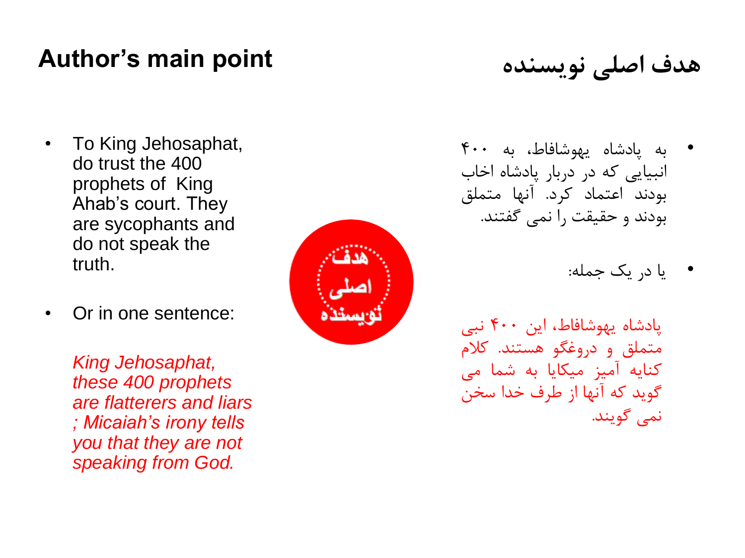# Author's main point

- To King Jehosaphat, do trust the 400 prophets of King Ahab's court. They are sycophants and do not speak the truth.

- Or in one sentence:

  *King Jehosaphat, these 400 prophets are flatterers and liars ; Micaiah's irony tells you that they are not speaking from God.*

# هدف اصلی نویسنده

- به پادشاه یهوشافاط، به ۴۰۰ انبیایی که در دربار پادشاه اخاب بودند اعتماد کرد. آنها متملق بودند و حقیقت را نمی گفتند.

- یا در یک جمله:

  پادشاه یهوشافاط، این ۴۰۰ نبی متملق و دروغگو هستند. کلام کنایه آمیز میکایا به شما می گوید که آنها از طرف خدا سخن نمی گویند.

هدف اصلی نویسنده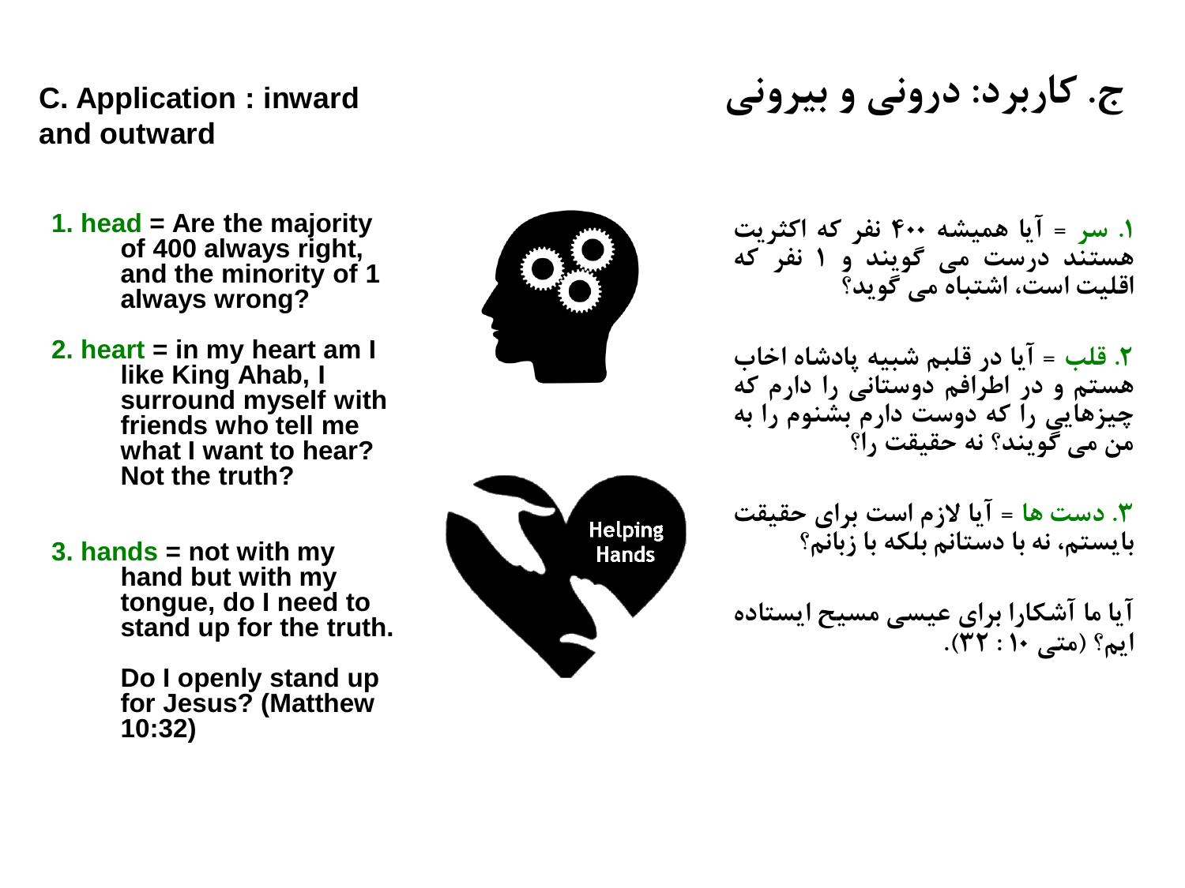## C. Application : inward and outward

## ج. کاربرد: درونی و بیرونی

1. **head** = Are the majority of 400 always right, and the minority of 1 always wrong?

2. **heart** = in my heart am I like King Ahab, I surround myself with friends who tell me what I want to hear? Not the truth?

3. **hands** = not with my hand but with my tongue, do I need to stand up for the truth.

   Do I openly stand up for Jesus? (Matthew 10:32)

۱. **سر** = آیا همیشه ۴۰۰ نفر که اکثریت هستند درست می گویند و ۱ نفر که اقلیت است، اشتباه می گوید؟

۲. **قلب** = آیا در قلبم شبیه پادشاه اخاب هستم و در اطرافم دوستانی را دارم که چیزهایی را که دوست دارم بشنوم را به من می گویند؟ نه حقیقت را؟

۳. **دست ها** = آیا لازم است برای حقیقت بایستم، نه با دستانم بلکه با زبانم؟

آیا ما آشکارا برای عیسی مسیح ایستاده ایم؟ (متی ۱۰ : ۳۲).